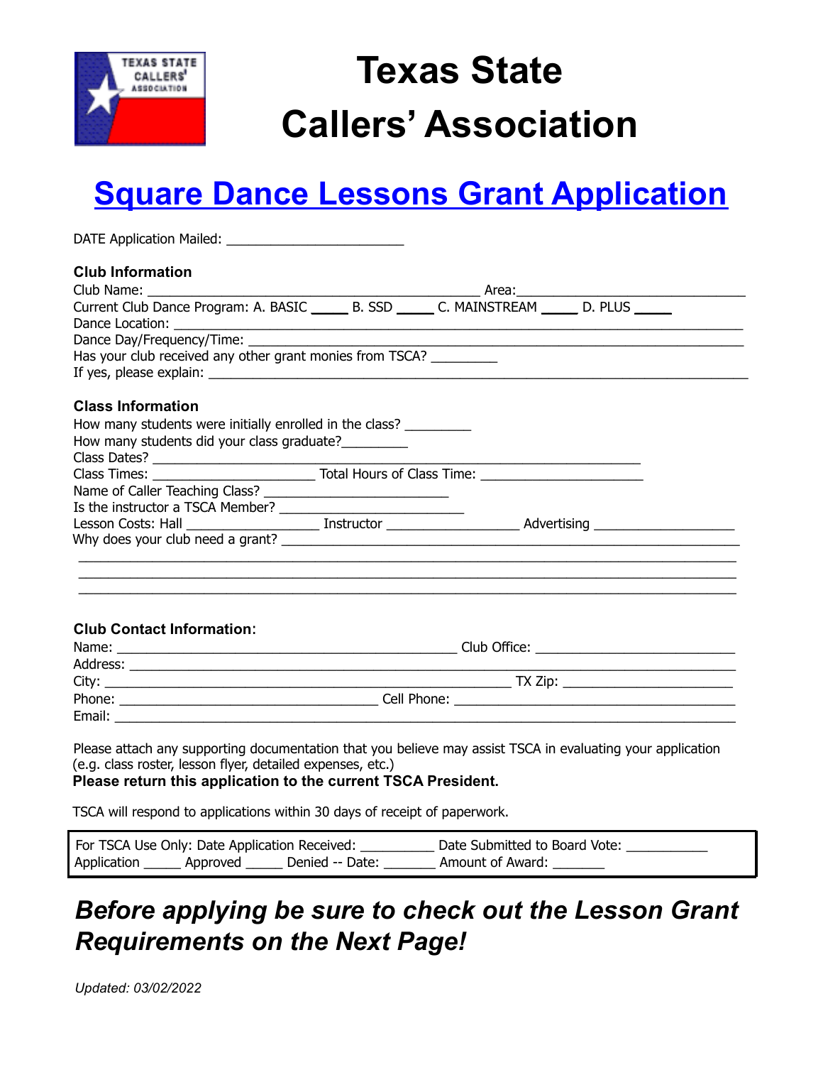# Texas State Callers' Association

## Square Dance Lessons Grant Application

DATE Application Mailed: _______________________

**Club Information**

Club Name: _____________________________________________ Area:______________________________

Current Club Dance Program: A. BASIC _____ B. SSD _____ C. MAINSTREAM _____ D. PLUS _____

Dance Location: ___________________________________________________________________________

Dance Day/Frequency/Time: _________________________________________________________________

Has your club received any other grant monies from TSCA? _________

If yes, please explain: _____________________________________________________________________

**Class Information**

How many students were initially enrolled in the class? _________

How many students did your class graduate?_________

Class Dates? __________________________________________________________________

Class Times: ______________________ Total Hours of Class Time: ______________________

Name of Caller Teaching Class? _________________________

Is the instructor a TSCA Member? _________________________

Lesson Costs: Hall __________________ Instructor __________________ Advertising ___________________

Why does your club need a grant? ____________________________________________________________

_________________________________________________________________________________________

_________________________________________________________________________________________

_________________________________________________________________________________________

**Club Contact Information**:

Name: ______________________________________________ Club Office: ___________________________

Address: ___________________________________________________________________________________

City: _____________________________________________________ TX Zip: ______________________

Phone: ___________________________________ Cell Phone: ______________________________________

Email: _____________________________________________________________________________________

Please attach any supporting documentation that you believe may assist TSCA in evaluating your application (e.g. class roster, lesson flyer, detailed expenses, etc.)

**Please return this application to the current TSCA President.**

TSCA will respond to applications within 30 days of receipt of paperwork.

| For TSCA Use Only: Date Application Received: __________ Date Submitted to Board Vote: ___________ |
|---|
| Application _____ Approved _____ Denied -- Date: _______ Amount of Award: _______ |

***Before applying be sure to check out the Lesson Grant Requirements on the Next Page!***

*Updated: 03/02/2022*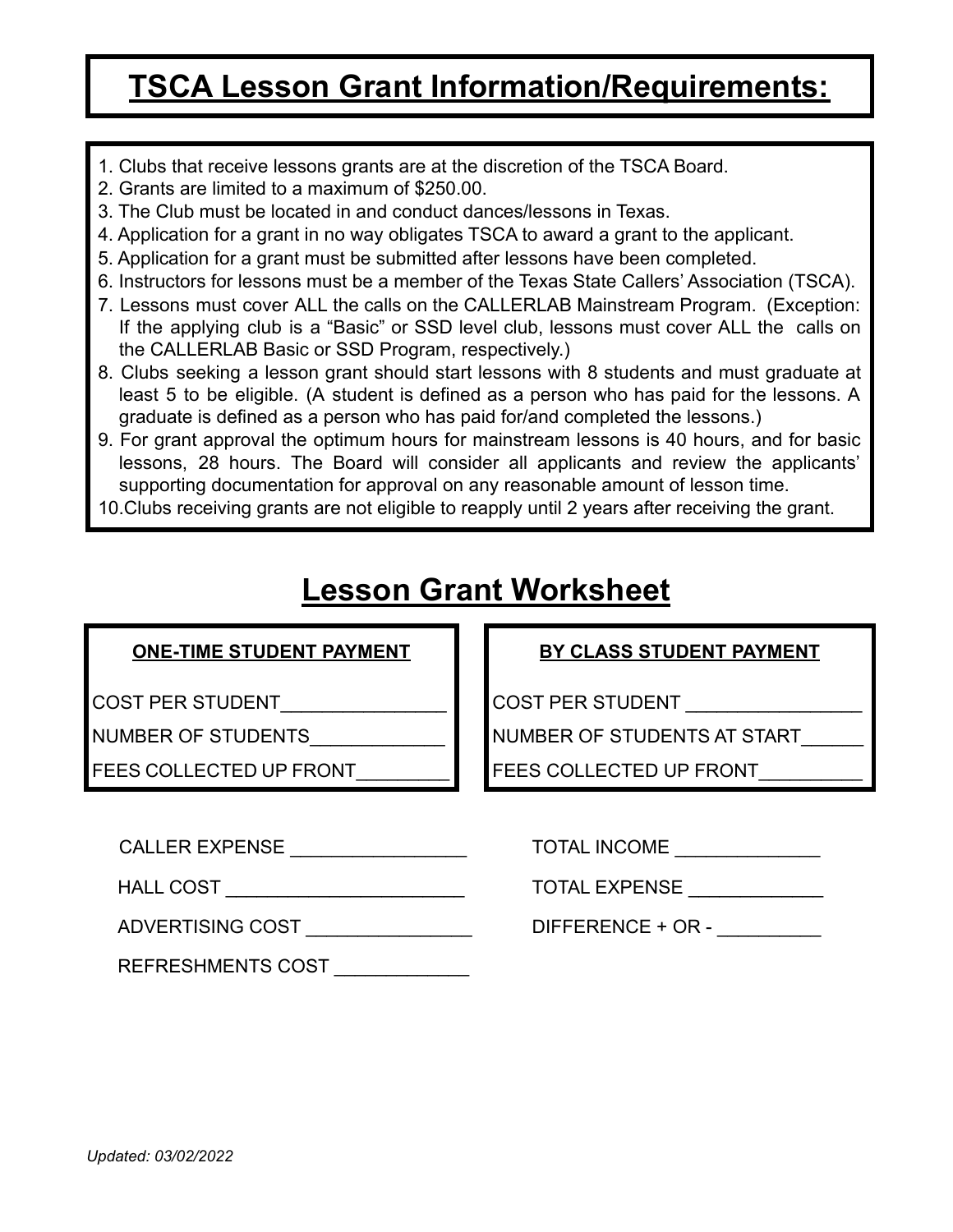# TSCA Lesson Grant Information/Requirements:

1. Clubs that receive lessons grants are at the discretion of the TSCA Board.
2. Grants are limited to a maximum of $250.00.
3. The Club must be located in and conduct dances/lessons in Texas.
4. Application for a grant in no way obligates TSCA to award a grant to the applicant.
5. Application for a grant must be submitted after lessons have been completed.
6. Instructors for lessons must be a member of the Texas State Callers' Association (TSCA).
7. Lessons must cover ALL the calls on the CALLERLAB Mainstream Program. (Exception: If the applying club is a "Basic" or SSD level club, lessons must cover ALL the calls on the CALLERLAB Basic or SSD Program, respectively.)
8. Clubs seeking a lesson grant should start lessons with 8 students and must graduate at least 5 to be eligible. (A student is defined as a person who has paid for the lessons. A graduate is defined as a person who has paid for/and completed the lessons.)
9. For grant approval the optimum hours for mainstream lessons is 40 hours, and for basic lessons, 28 hours. The Board will consider all applicants and review the applicants' supporting documentation for approval on any reasonable amount of lesson time.
10. Clubs receiving grants are not eligible to reapply until 2 years after receiving the grant.

# Lesson Grant Worksheet

**ONE-TIME STUDENT PAYMENT**

COST PER STUDENT________________

NUMBER OF STUDENTS_____________

FEES COLLECTED UP FRONT_________

**BY CLASS STUDENT PAYMENT**

COST PER STUDENT _________________

NUMBER OF STUDENTS AT START______

FEES COLLECTED UP FRONT__________

CALLER EXPENSE _________________

HALL COST _______________________

ADVERTISING COST ________________

REFRESHMENTS COST _____________

TOTAL INCOME ______________

TOTAL EXPENSE _____________

DIFFERENCE + OR - __________

*Updated: 03/02/2022*